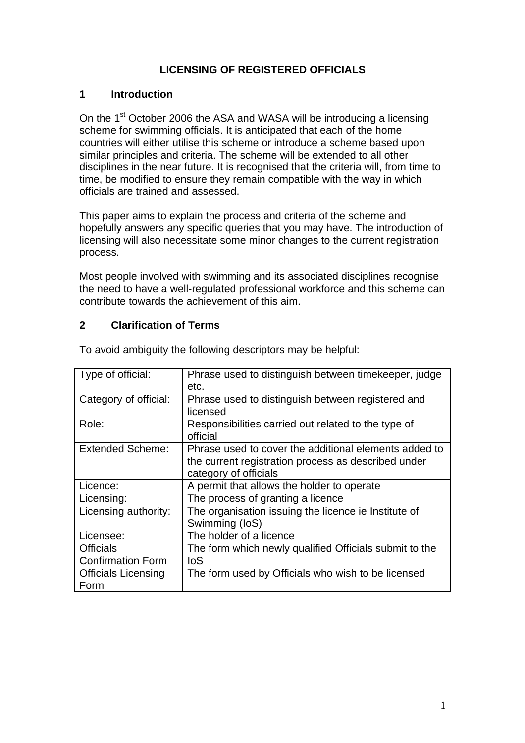# LICENSING OF REGISTERED OFFICIALS

## 1 Introduction

On the 1st October 2006 the ASA and WASA will be introducing a licensing scheme for swimming officials. It is anticipated that each of the home countries will either utilise this scheme or introduce a scheme based upon similar principles and criteria. The scheme will be extended to all other disciplines in the near future. It is recognised that the criteria will, from time to time, be modified to ensure they remain compatible with the way in which officials are trained and assessed.

This paper aims to explain the process and criteria of the scheme and hopefully answers any specific queries that you may have. The introduction of licensing will also necessitate some minor changes to the current registration process.

Most people involved with swimming and its associated disciplines recognise the need to have a well-regulated professional workforce and this scheme can contribute towards the achievement of this aim.

## 2 Clarification of Terms

To avoid ambiguity the following descriptors may be helpful:

| | |
|---|---|
| Type of official: | Phrase used to distinguish between timekeeper, judge etc. |
| Category of official: | Phrase used to distinguish between registered and licensed |
| Role: | Responsibilities carried out related to the type of official |
| Extended Scheme: | Phrase used to cover the additional elements added to the current registration process as described under category of officials |
| Licence: | A permit that allows the holder to operate |
| Licensing: | The process of granting a licence |
| Licensing authority: | The organisation issuing the licence ie Institute of Swimming (IoS) |
| Licensee: | The holder of a licence |
| Officials Confirmation Form | The form which newly qualified Officials submit to the IoS |
| Officials Licensing Form | The form used by Officials who wish to be licensed |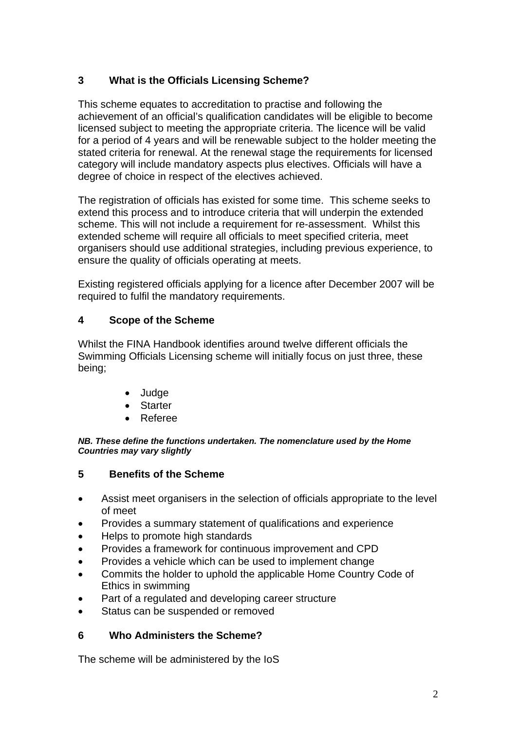## 3 What is the Officials Licensing Scheme?

This scheme equates to accreditation to practise and following the achievement of an official's qualification candidates will be eligible to become licensed subject to meeting the appropriate criteria. The licence will be valid for a period of 4 years and will be renewable subject to the holder meeting the stated criteria for renewal. At the renewal stage the requirements for licensed category will include mandatory aspects plus electives. Officials will have a degree of choice in respect of the electives achieved.

The registration of officials has existed for some time. This scheme seeks to extend this process and to introduce criteria that will underpin the extended scheme. This will not include a requirement for re-assessment. Whilst this extended scheme will require all officials to meet specified criteria, meet organisers should use additional strategies, including previous experience, to ensure the quality of officials operating at meets.

Existing registered officials applying for a licence after December 2007 will be required to fulfil the mandatory requirements.

## 4 Scope of the Scheme

Whilst the FINA Handbook identifies around twelve different officials the Swimming Officials Licensing scheme will initially focus on just three, these being;

- Judge
- Starter
- Referee

***NB. These define the functions undertaken. The nomenclature used by the Home Countries may vary slightly***

## 5 Benefits of the Scheme

- Assist meet organisers in the selection of officials appropriate to the level of meet
- Provides a summary statement of qualifications and experience
- Helps to promote high standards
- Provides a framework for continuous improvement and CPD
- Provides a vehicle which can be used to implement change
- Commits the holder to uphold the applicable Home Country Code of Ethics in swimming
- Part of a regulated and developing career structure
- Status can be suspended or removed

## 6 Who Administers the Scheme?

The scheme will be administered by the IoS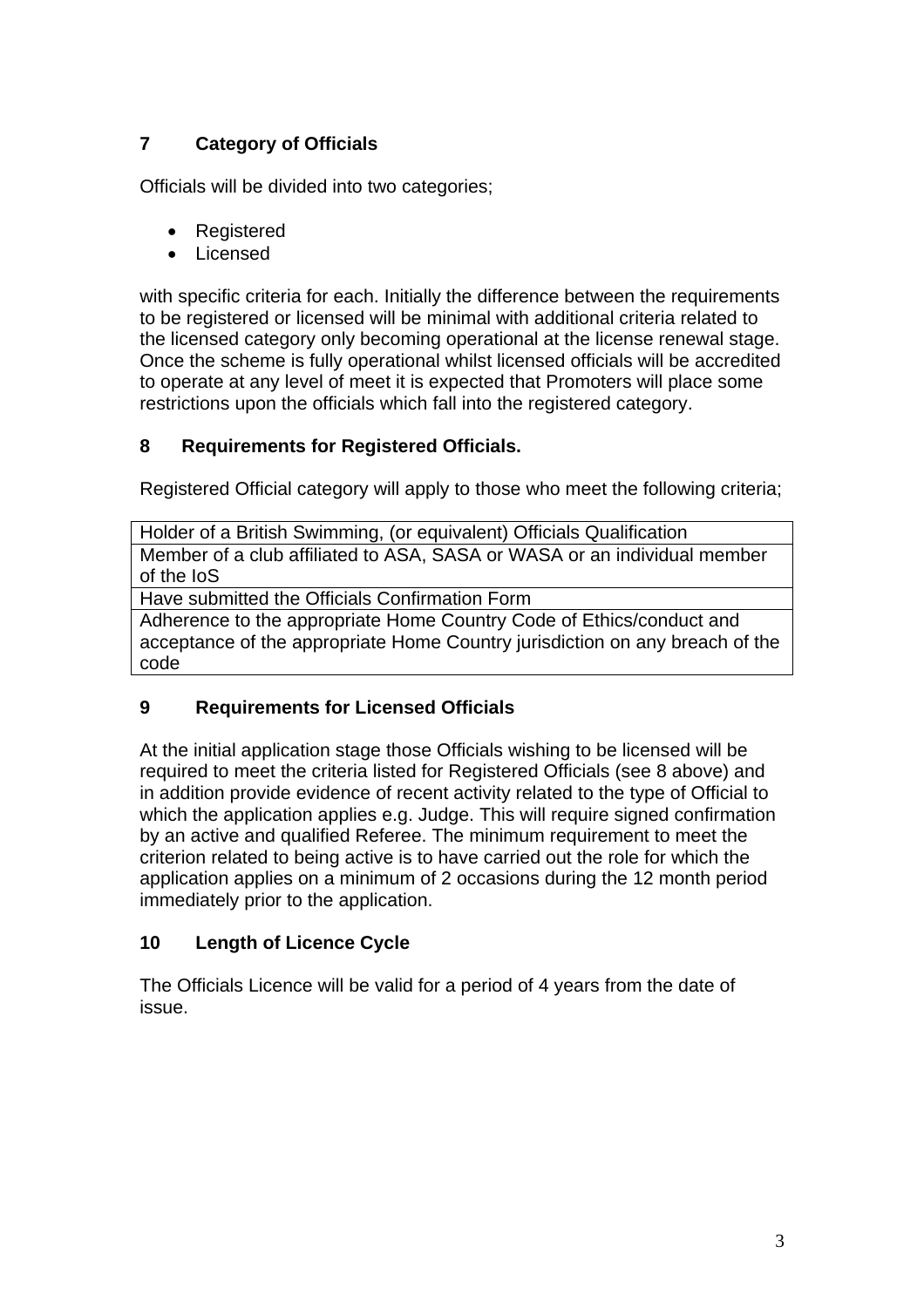## 7 Category of Officials

Officials will be divided into two categories;

- Registered
- Licensed

with specific criteria for each. Initially the difference between the requirements to be registered or licensed will be minimal with additional criteria related to the licensed category only becoming operational at the license renewal stage. Once the scheme is fully operational whilst licensed officials will be accredited to operate at any level of meet it is expected that Promoters will place some restrictions upon the officials which fall into the registered category.

## 8 Requirements for Registered Officials.

Registered Official category will apply to those who meet the following criteria;

| Holder of a British Swimming, (or equivalent) Officials Qualification |
|---|
| Member of a club affiliated to ASA, SASA or WASA or an individual member of the IoS |
| Have submitted the Officials Confirmation Form |
| Adherence to the appropriate Home Country Code of Ethics/conduct and acceptance of the appropriate Home Country jurisdiction on any breach of the code |

## 9 Requirements for Licensed Officials

At the initial application stage those Officials wishing to be licensed will be required to meet the criteria listed for Registered Officials (see 8 above) and in addition provide evidence of recent activity related to the type of Official to which the application applies e.g. Judge. This will require signed confirmation by an active and qualified Referee. The minimum requirement to meet the criterion related to being active is to have carried out the role for which the application applies on a minimum of 2 occasions during the 12 month period immediately prior to the application.

## 10 Length of Licence Cycle

The Officials Licence will be valid for a period of 4 years from the date of issue.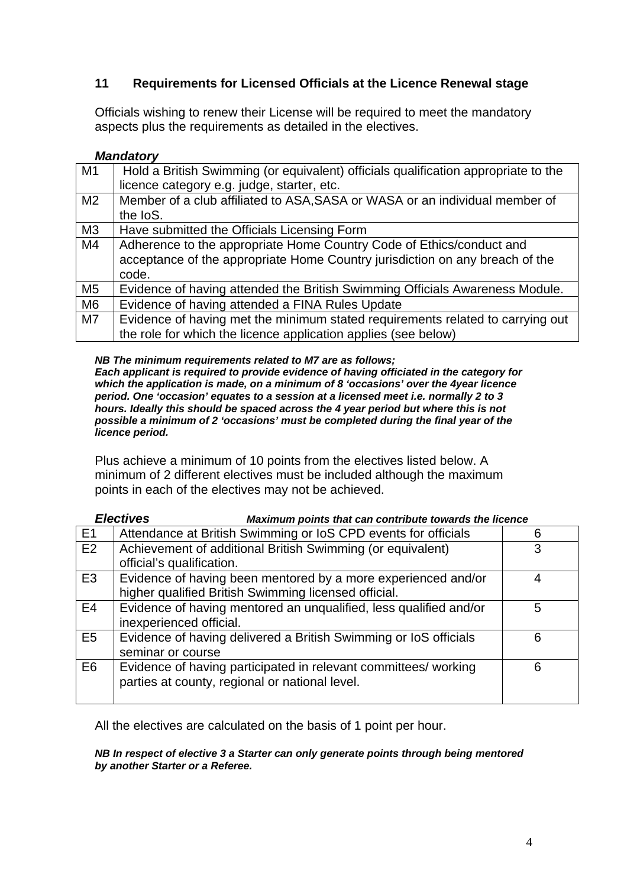## 11 Requirements for Licensed Officials at the Licence Renewal stage

Officials wishing to renew their License will be required to meet the mandatory aspects plus the requirements as detailed in the electives.

***Mandatory***

| | |
|---|---|
| M1 | Hold a British Swimming (or equivalent) officials qualification appropriate to the licence category e.g. judge, starter, etc. |
| M2 | Member of a club affiliated to ASA,SASA or WASA or an individual member of the IoS. |
| M3 | Have submitted the Officials Licensing Form |
| M4 | Adherence to the appropriate Home Country Code of Ethics/conduct and acceptance of the appropriate Home Country jurisdiction on any breach of the code. |
| M5 | Evidence of having attended the British Swimming Officials Awareness Module. |
| M6 | Evidence of having attended a FINA Rules Update |
| M7 | Evidence of having met the minimum stated requirements related to carrying out the role for which the licence application applies (see below) |

***NB The minimum requirements related to M7 are as follows;***
***Each applicant is required to provide evidence of having officiated in the category for which the application is made, on a minimum of 8 'occasions' over the 4year licence period. One 'occasion' equates to a session at a licensed meet i.e. normally 2 to 3 hours. Ideally this should be spaced across the 4 year period but where this is not possible a minimum of 2 'occasions' must be completed during the final year of the licence period.***

Plus achieve a minimum of 10 points from the electives listed below. A minimum of 2 different electives must be included although the maximum points in each of the electives may not be achieved.

| ***Electives*** | | ***Maximum points that can contribute towards the licence*** |
|---|---|---|
| E1 | Attendance at British Swimming or IoS CPD events for officials | 6 |
| E2 | Achievement of additional British Swimming (or equivalent) official's qualification. | 3 |
| E3 | Evidence of having been mentored by a more experienced and/or higher qualified British Swimming licensed official. | 4 |
| E4 | Evidence of having mentored an unqualified, less qualified and/or inexperienced official. | 5 |
| E5 | Evidence of having delivered a British Swimming or IoS officials seminar or course | 6 |
| E6 | Evidence of having participated in relevant committees/ working parties at county, regional or national level. | 6 |

All the electives are calculated on the basis of 1 point per hour.

***NB In respect of elective 3 a Starter can only generate points through being mentored by another Starter or a Referee.***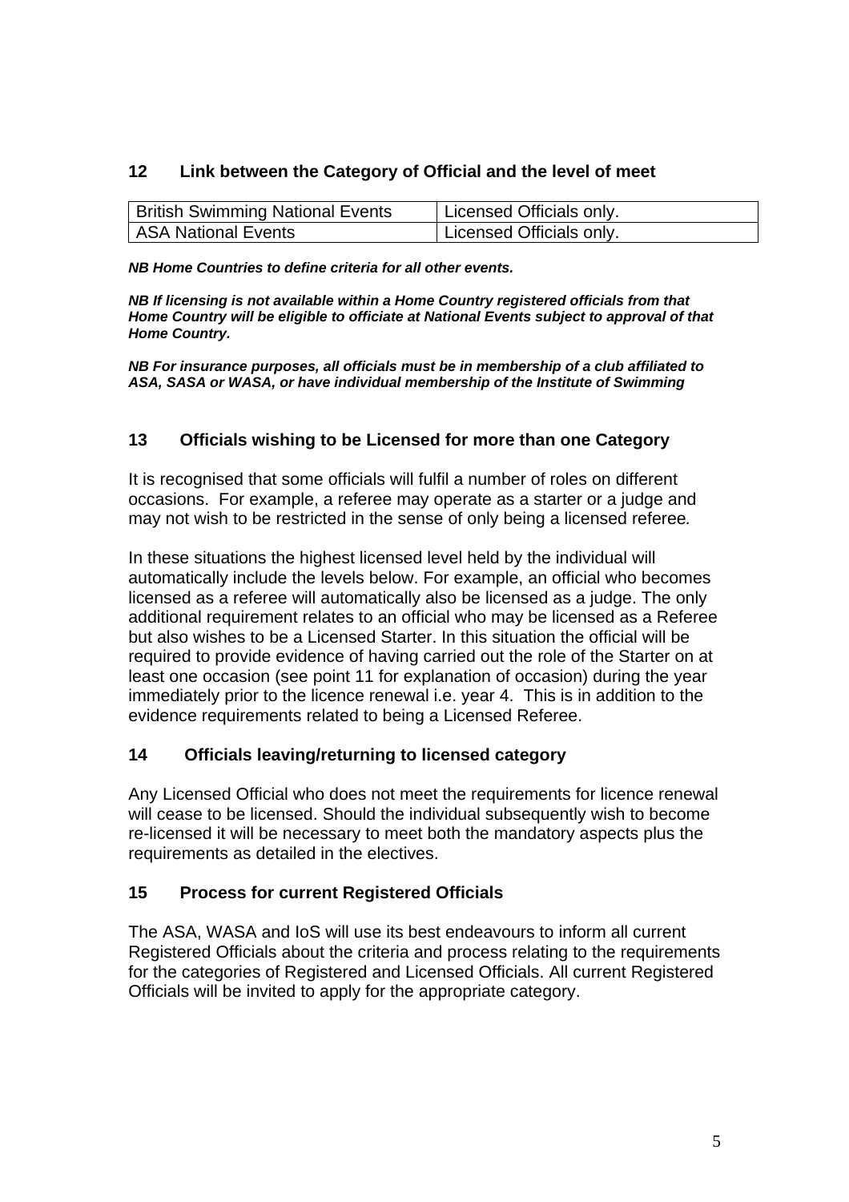## 12 Link between the Category of Official and the level of meet

| British Swimming National Events | Licensed Officials only. |
|---|---|
| ASA National Events | Licensed Officials only. |

***NB Home Countries to define criteria for all other events.***

***NB If licensing is not available within a Home Country registered officials from that Home Country will be eligible to officiate at National Events subject to approval of that Home Country.***

***NB For insurance purposes, all officials must be in membership of a club affiliated to ASA, SASA or WASA, or have individual membership of the Institute of Swimming***

## 13 Officials wishing to be Licensed for more than one Category

It is recognised that some officials will fulfil a number of roles on different occasions. For example, a referee may operate as a starter or a judge and may not wish to be restricted in the sense of only being a licensed referee*.*

In these situations the highest licensed level held by the individual will automatically include the levels below. For example, an official who becomes licensed as a referee will automatically also be licensed as a judge. The only additional requirement relates to an official who may be licensed as a Referee but also wishes to be a Licensed Starter. In this situation the official will be required to provide evidence of having carried out the role of the Starter on at least one occasion (see point 11 for explanation of occasion) during the year immediately prior to the licence renewal i.e. year 4. This is in addition to the evidence requirements related to being a Licensed Referee.

## 14 Officials leaving/returning to licensed category

Any Licensed Official who does not meet the requirements for licence renewal will cease to be licensed. Should the individual subsequently wish to become re-licensed it will be necessary to meet both the mandatory aspects plus the requirements as detailed in the electives.

## 15 Process for current Registered Officials

The ASA, WASA and IoS will use its best endeavours to inform all current Registered Officials about the criteria and process relating to the requirements for the categories of Registered and Licensed Officials. All current Registered Officials will be invited to apply for the appropriate category.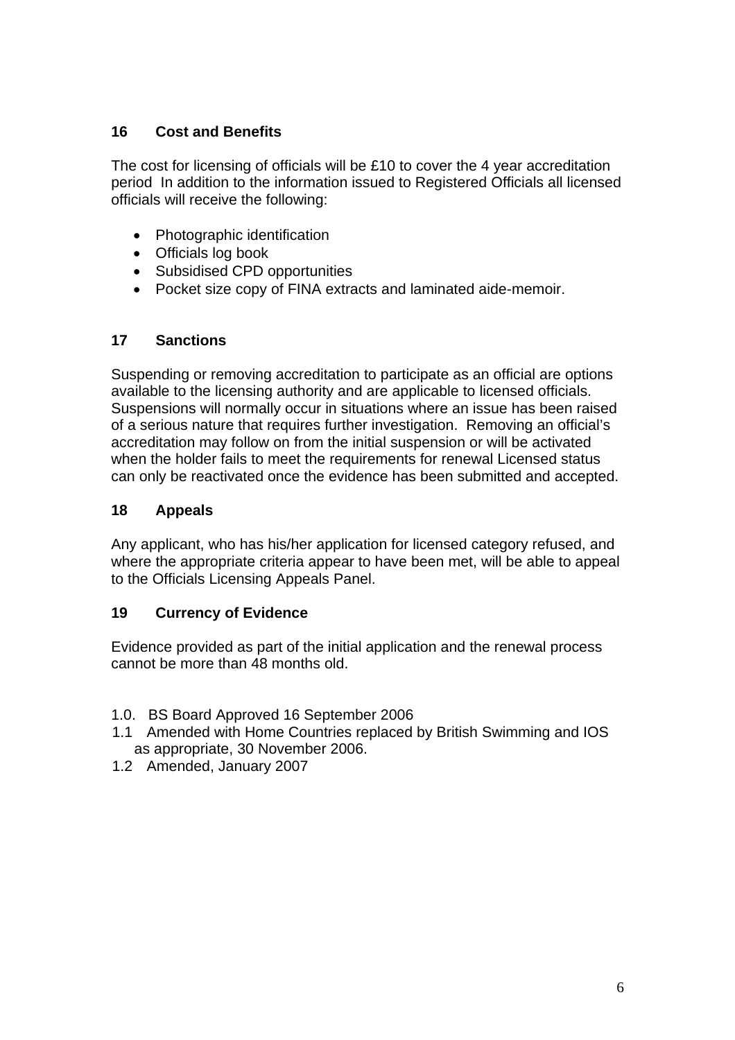## 16 Cost and Benefits

The cost for licensing of officials will be £10 to cover the 4 year accreditation period In addition to the information issued to Registered Officials all licensed officials will receive the following:

- Photographic identification
- Officials log book
- Subsidised CPD opportunities
- Pocket size copy of FINA extracts and laminated aide-memoir.

## 17 Sanctions

Suspending or removing accreditation to participate as an official are options available to the licensing authority and are applicable to licensed officials. Suspensions will normally occur in situations where an issue has been raised of a serious nature that requires further investigation. Removing an official's accreditation may follow on from the initial suspension or will be activated when the holder fails to meet the requirements for renewal Licensed status can only be reactivated once the evidence has been submitted and accepted.

## 18 Appeals

Any applicant, who has his/her application for licensed category refused, and where the appropriate criteria appear to have been met, will be able to appeal to the Officials Licensing Appeals Panel.

## 19 Currency of Evidence

Evidence provided as part of the initial application and the renewal process cannot be more than 48 months old.

1.0. BS Board Approved 16 September 2006

1.1 Amended with Home Countries replaced by British Swimming and IOS as appropriate, 30 November 2006.

1.2 Amended, January 2007